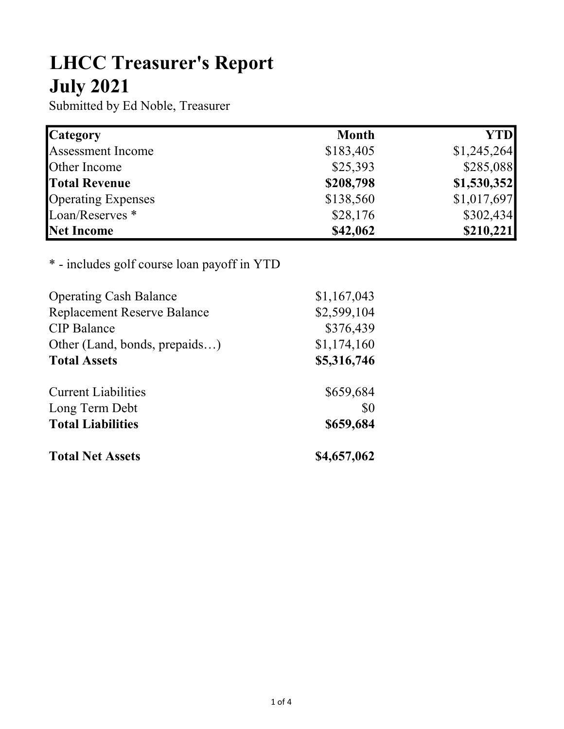# LHCC Treasurer's Report
# July 2021

Submitted by Ed Noble, Treasurer

| Category | Month | YTD |
|---|---:|---:|
| Assessment Income | $183,405 | $1,245,264 |
| Other Income | $25,393 | $285,088 |
| **Total Revenue** | **$208,798** | **$1,530,352** |
| Operating Expenses | $138,560 | $1,017,697 |
| Loan/Reserves * | $28,176 | $302,434 |
| **Net Income** | **$42,062** | **$210,221** |

* - includes golf course loan payoff in YTD

| | |
|---|---:|
| Operating Cash Balance | $1,167,043 |
| Replacement Reserve Balance | $2,599,104 |
| CIP Balance | $376,439 |
| Other (Land, bonds, prepaids…) | $1,174,160 |
| **Total Assets** | **$5,316,746** |
| | |
| Current Liabilities | $659,684 |
| Long Term Debt | $0 |
| **Total Liabilities** | **$659,684** |
| | |
| **Total Net Assets** | **$4,657,062** |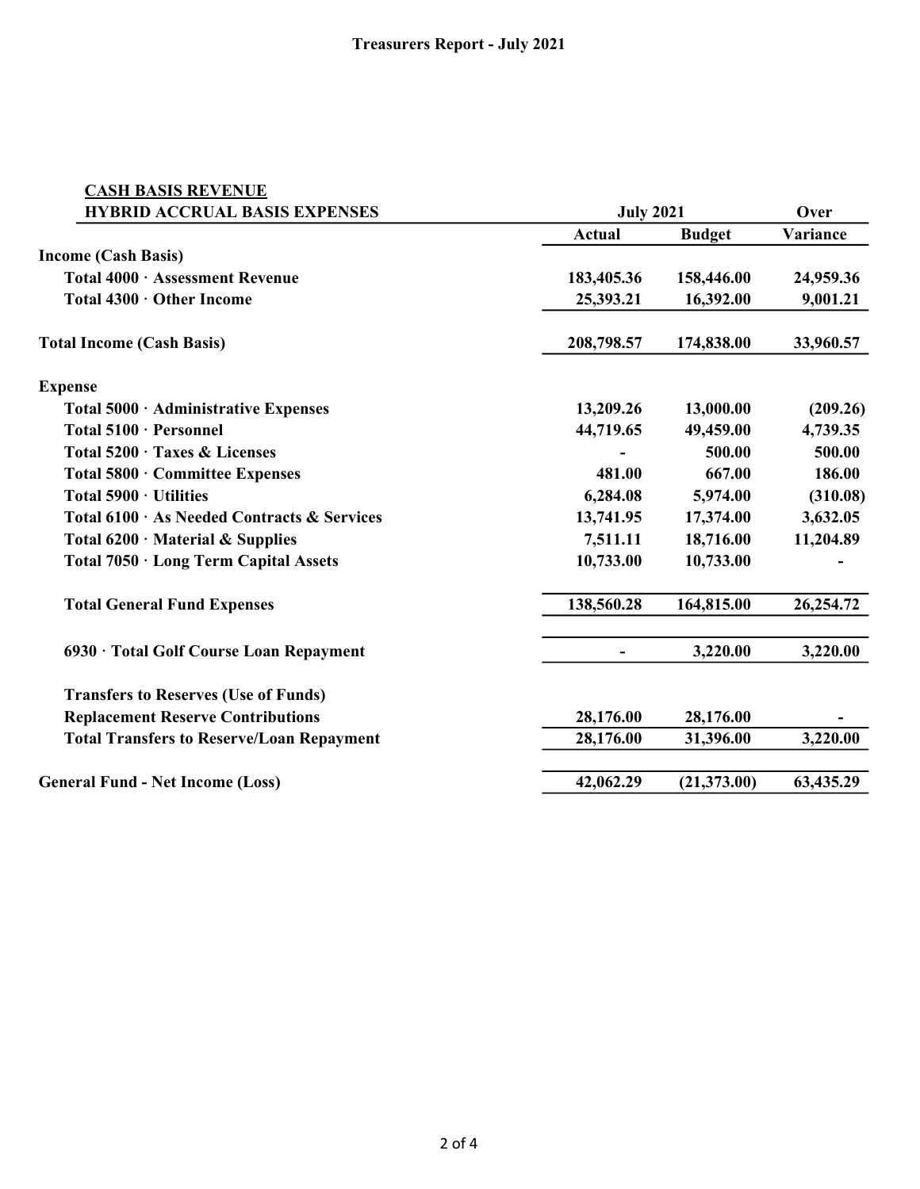# Treasurers Report - July 2021

| CASH BASIS REVENUE<br>HYBRID ACCRUAL BASIS EXPENSES | July 2021 | | Over |
|---|---|---|---|
| | **Actual** | **Budget** | **Variance** |
| **Income (Cash Basis)** | | | |
| **Total 4000 · Assessment Revenue** | **183,405.36** | **158,446.00** | **24,959.36** |
| **Total 4300 · Other Income** | **25,393.21** | **16,392.00** | **9,001.21** |
| **Total Income (Cash Basis)** | **208,798.57** | **174,838.00** | **33,960.57** |
| **Expense** | | | |
| **Total 5000 · Administrative Expenses** | **13,209.26** | **13,000.00** | **(209.26)** |
| **Total 5100 · Personnel** | **44,719.65** | **49,459.00** | **4,739.35** |
| **Total 5200 · Taxes & Licenses** | **-** | **500.00** | **500.00** |
| **Total 5800 · Committee Expenses** | **481.00** | **667.00** | **186.00** |
| **Total 5900 · Utilities** | **6,284.08** | **5,974.00** | **(310.08)** |
| **Total 6100 · As Needed Contracts & Services** | **13,741.95** | **17,374.00** | **3,632.05** |
| **Total 6200 · Material & Supplies** | **7,511.11** | **18,716.00** | **11,204.89** |
| **Total 7050 · Long Term Capital Assets** | **10,733.00** | **10,733.00** | **-** |
| **Total General Fund Expenses** | **138,560.28** | **164,815.00** | **26,254.72** |
| **6930 · Total Golf Course Loan Repayment** | **-** | **3,220.00** | **3,220.00** |
| **Transfers to Reserves (Use of Funds)** | | | |
| **Replacement Reserve Contributions** | **28,176.00** | **28,176.00** | **-** |
| **Total Transfers to Reserve/Loan Repayment** | **28,176.00** | **31,396.00** | **3,220.00** |
| **General Fund - Net Income (Loss)** | **42,062.29** | **(21,373.00)** | **63,435.29** |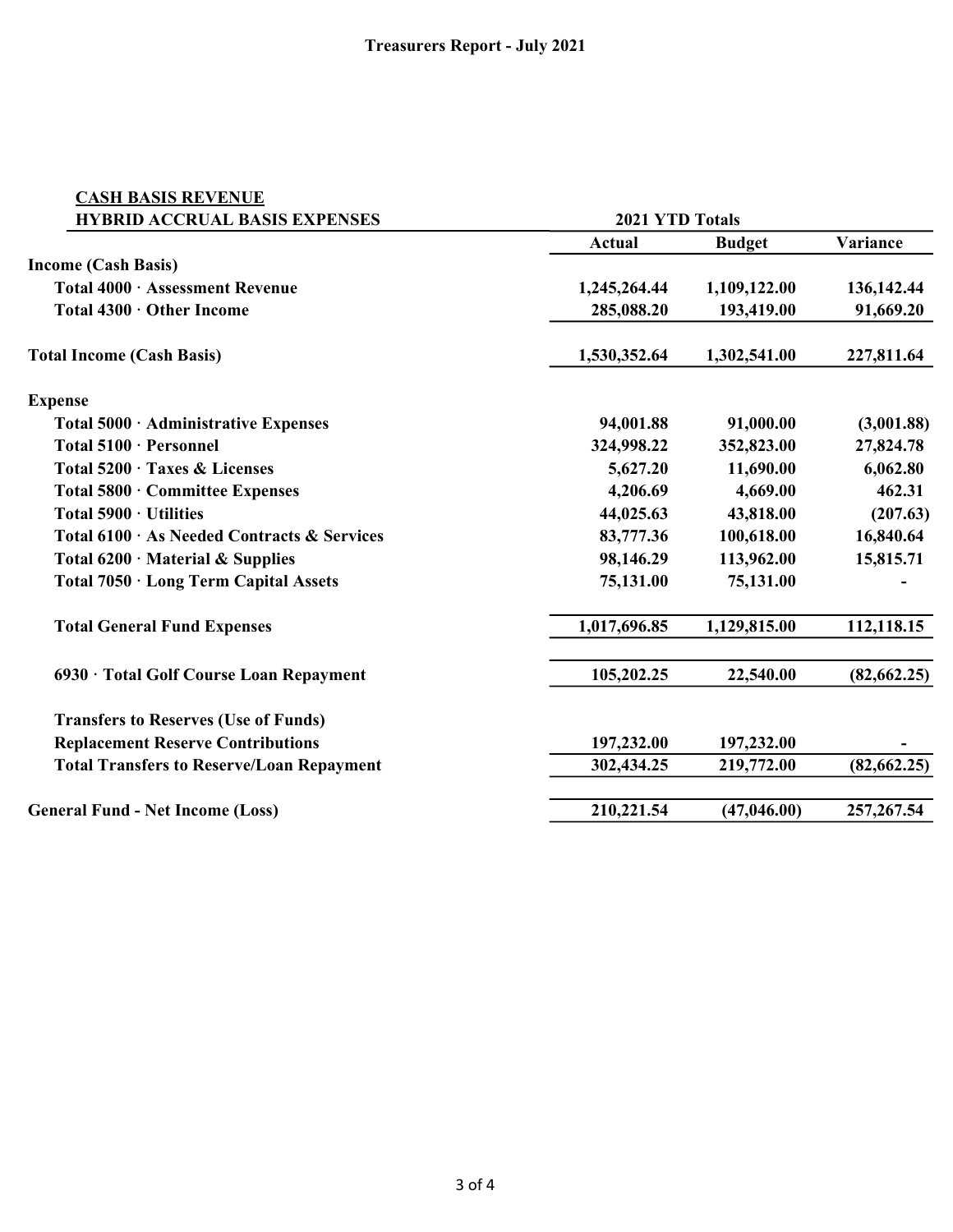# Treasurers Report - July 2021

| **CASH BASIS REVENUE**<br>**HYBRID ACCRUAL BASIS EXPENSES** | **2021 YTD Totals** | | |
|---|---|---|---|
| | **Actual** | **Budget** | **Variance** |
| **Income (Cash Basis)** | | | |
| **Total 4000 · Assessment Revenue** | **1,245,264.44** | **1,109,122.00** | **136,142.44** |
| **Total 4300 · Other Income** | **285,088.20** | **193,419.00** | **91,669.20** |
| **Total Income (Cash Basis)** | **1,530,352.64** | **1,302,541.00** | **227,811.64** |
| **Expense** | | | |
| **Total 5000 · Administrative Expenses** | **94,001.88** | **91,000.00** | **(3,001.88)** |
| **Total 5100 · Personnel** | **324,998.22** | **352,823.00** | **27,824.78** |
| **Total 5200 · Taxes & Licenses** | **5,627.20** | **11,690.00** | **6,062.80** |
| **Total 5800 · Committee Expenses** | **4,206.69** | **4,669.00** | **462.31** |
| **Total 5900 · Utilities** | **44,025.63** | **43,818.00** | **(207.63)** |
| **Total 6100 · As Needed Contracts & Services** | **83,777.36** | **100,618.00** | **16,840.64** |
| **Total 6200 · Material & Supplies** | **98,146.29** | **113,962.00** | **15,815.71** |
| **Total 7050 · Long Term Capital Assets** | **75,131.00** | **75,131.00** | **-** |
| **Total General Fund Expenses** | **1,017,696.85** | **1,129,815.00** | **112,118.15** |
| **6930 · Total Golf Course Loan Repayment** | **105,202.25** | **22,540.00** | **(82,662.25)** |
| **Transfers to Reserves (Use of Funds)** | | | |
| **Replacement Reserve Contributions** | **197,232.00** | **197,232.00** | **-** |
| **Total Transfers to Reserve/Loan Repayment** | **302,434.25** | **219,772.00** | **(82,662.25)** |
| **General Fund - Net Income (Loss)** | **210,221.54** | **(47,046.00)** | **257,267.54** |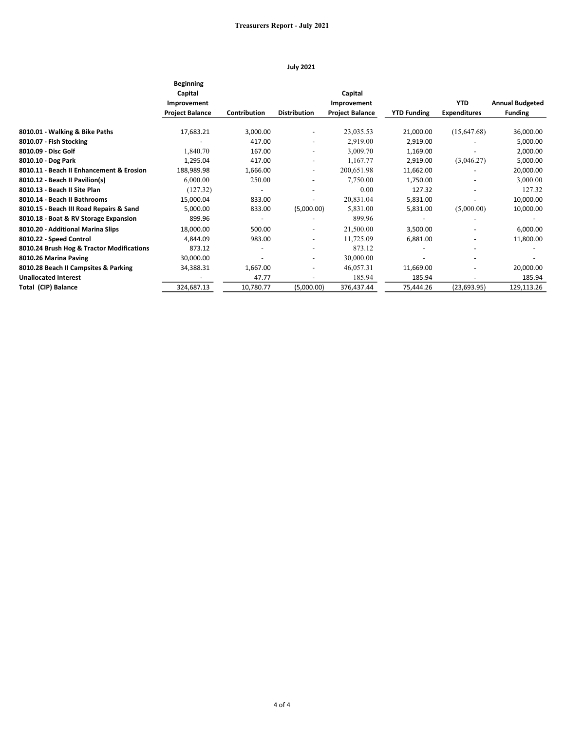**Treasurers Report - July 2021**

**July 2021**

| | Beginning Capital Improvement Project Balance | Contribution | Distribution | Capital Improvement Project Balance | YTD Funding | YTD Expenditures | Annual Budgeted Funding |
|---|---|---|---|---|---|---|---|
| **8010.01 - Walking & Bike Paths** | 17,683.21 | 3,000.00 | - | 23,035.53 | 21,000.00 | (15,647.68) | 36,000.00 |
| **8010.07 - Fish Stocking** | - | 417.00 | - | 2,919.00 | 2,919.00 | - | 5,000.00 |
| **8010.09 - Disc Golf** | 1,840.70 | 167.00 | - | 3,009.70 | 1,169.00 | - | 2,000.00 |
| **8010.10 - Dog Park** | 1,295.04 | 417.00 | - | 1,167.77 | 2,919.00 | (3,046.27) | 5,000.00 |
| **8010.11 - Beach II Enhancement & Erosion** | 188,989.98 | 1,666.00 | - | 200,651.98 | 11,662.00 | - | 20,000.00 |
| **8010.12 - Beach II Pavilion(s)** | 6,000.00 | 250.00 | - | 7,750.00 | 1,750.00 | - | 3,000.00 |
| **8010.13 - Beach II Site Plan** | (127.32) | - | - | 0.00 | 127.32 | - | 127.32 |
| **8010.14 - Beach II Bathrooms** | 15,000.04 | 833.00 | - | 20,831.04 | 5,831.00 | - | 10,000.00 |
| **8010.15 - Beach III Road Repairs & Sand** | 5,000.00 | 833.00 | (5,000.00) | 5,831.00 | 5,831.00 | (5,000.00) | 10,000.00 |
| **8010.18 - Boat & RV Storage Expansion** | 899.96 | - | - | 899.96 | - | - | - |
| **8010.20 - Additional Marina Slips** | 18,000.00 | 500.00 | - | 21,500.00 | 3,500.00 | - | 6,000.00 |
| **8010.22 - Speed Control** | 4,844.09 | 983.00 | - | 11,725.09 | 6,881.00 | - | 11,800.00 |
| **8010.24 Brush Hog & Tractor Modifications** | 873.12 | - | - | 873.12 | - | - | - |
| **8010.26 Marina Paving** | 30,000.00 | - | - | 30,000.00 | - | - | - |
| **8010.28 Beach II Campsites & Parking** | 34,388.31 | 1,667.00 | - | 46,057.31 | 11,669.00 | - | 20,000.00 |
| **Unallocated Interest** | - | 47.77 | - | 185.94 | 185.94 | - | 185.94 |
| **Total (CIP) Balance** | 324,687.13 | 10,780.77 | (5,000.00) | 376,437.44 | 75,444.26 | (23,693.95) | 129,113.26 |